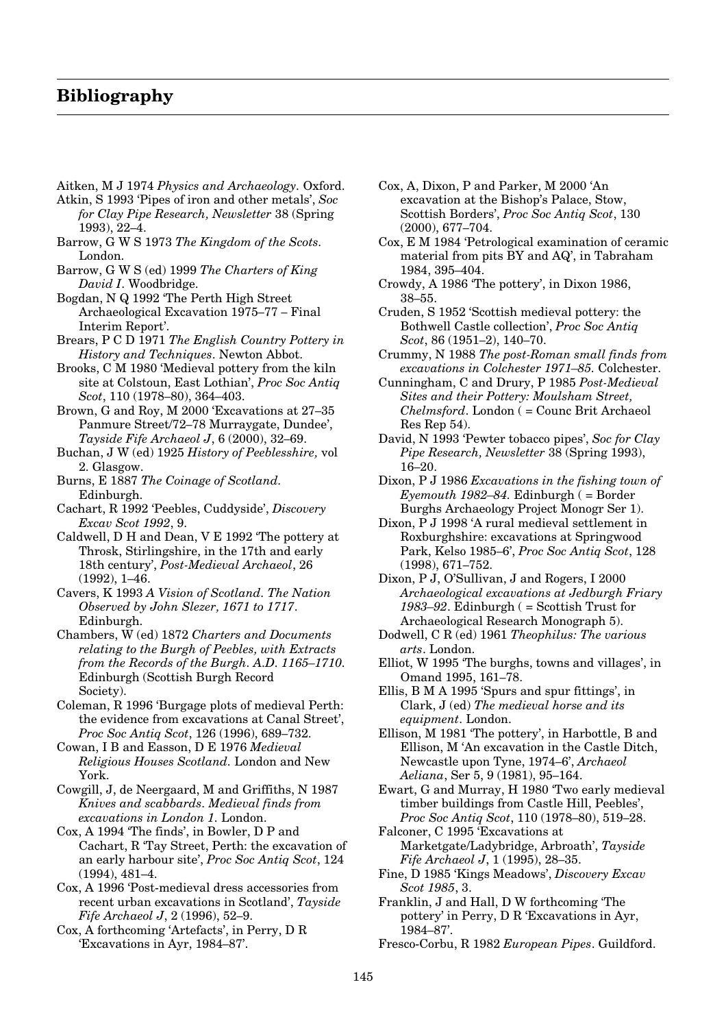# Bibliography

Aitken, M J 1974 *Physics and Archaeology*. Oxford.

Atkin, S 1993 'Pipes of iron and other metals', *Soc for Clay Pipe Research, Newsletter* 38 (Spring 1993), 22–4.

Barrow, G W S 1973 *The Kingdom of the Scots*. London.

Barrow, G W S (ed) 1999 *The Charters of King David I*. Woodbridge.

Bogdan, N Q 1992 'The Perth High Street Archaeological Excavation 1975–77 – Final Interim Report'.

Brears, P C D 1971 *The English Country Pottery in History and Techniques*. Newton Abbot.

Brooks, C M 1980 'Medieval pottery from the kiln site at Colstoun, East Lothian', *Proc Soc Antiq Scot*, 110 (1978–80), 364–403.

Brown, G and Roy, M 2000 'Excavations at 27–35 Panmure Street/72–78 Murraygate, Dundee', *Tayside Fife Archaeol J*, 6 (2000), 32–69.

Buchan, J W (ed) 1925 *History of Peeblesshire,* vol 2. Glasgow.

Burns, E 1887 *The Coinage of Scotland*. Edinburgh.

Cachart, R 1992 'Peebles, Cuddyside', *Discovery Excav Scot 1992*, 9.

Caldwell, D H and Dean, V E 1992 'The pottery at Throsk, Stirlingshire, in the 17th and early 18th century', *Post-Medieval Archaeol*, 26 (1992), 1–46.

Cavers, K 1993 *A Vision of Scotland. The Nation Observed by John Slezer, 1671 to 1717*. Edinburgh.

Chambers, W (ed) 1872 *Charters and Documents relating to the Burgh of Peebles, with Extracts from the Records of the Burgh. A.D. 1165–1710*. Edinburgh (Scottish Burgh Record Society).

Coleman, R 1996 'Burgage plots of medieval Perth: the evidence from excavations at Canal Street', *Proc Soc Antiq Scot*, 126 (1996), 689–732.

Cowan, I B and Easson, D E 1976 *Medieval Religious Houses Scotland*. London and New York.

Cowgill, J, de Neergaard, M and Griffiths, N 1987 *Knives and scabbards. Medieval finds from excavations in London 1*. London.

Cox, A 1994 'The finds', in Bowler, D P and Cachart, R 'Tay Street, Perth: the excavation of an early harbour site', *Proc Soc Antiq Scot*, 124 (1994), 481–4.

Cox, A 1996 'Post-medieval dress accessories from recent urban excavations in Scotland', *Tayside Fife Archaeol J*, 2 (1996), 52–9.

Cox, A forthcoming 'Artefacts', in Perry, D R 'Excavations in Ayr, 1984–87'.

Cox, A, Dixon, P and Parker, M 2000 'An excavation at the Bishop's Palace, Stow, Scottish Borders', *Proc Soc Antiq Scot*, 130 (2000), 677–704.

Cox, E M 1984 'Petrological examination of ceramic material from pits BY and AQ', in Tabraham 1984, 395–404.

Crowdy, A 1986 'The pottery', in Dixon 1986, 38–55.

Cruden, S 1952 'Scottish medieval pottery: the Bothwell Castle collection', *Proc Soc Antiq Scot*, 86 (1951–2), 140–70.

Crummy, N 1988 *The post-Roman small finds from excavations in Colchester 1971–85*. Colchester.

Cunningham, C and Drury, P 1985 *Post-Medieval Sites and their Pottery: Moulsham Street, Chelmsford*. London ( = Counc Brit Archaeol Res Rep 54).

David, N 1993 'Pewter tobacco pipes', *Soc for Clay Pipe Research, Newsletter* 38 (Spring 1993), 16–20.

Dixon, P J 1986 *Excavations in the fishing town of Eyemouth 1982–84*. Edinburgh ( = Border Burghs Archaeology Project Monogr Ser 1).

Dixon, P J 1998 'A rural medieval settlement in Roxburghshire: excavations at Springwood Park, Kelso 1985–6', *Proc Soc Antiq Scot*, 128 (1998), 671–752.

Dixon, P J, O'Sullivan, J and Rogers, I 2000 *Archaeological excavations at Jedburgh Friary 1983–92*. Edinburgh ( = Scottish Trust for Archaeological Research Monograph 5).

Dodwell, C R (ed) 1961 *Theophilus: The various arts*. London.

Elliot, W 1995 'The burghs, towns and villages', in Omand 1995, 161–78.

Ellis, B M A 1995 'Spurs and spur fittings', in Clark, J (ed) *The medieval horse and its equipment*. London.

Ellison, M 1981 'The pottery', in Harbottle, B and Ellison, M 'An excavation in the Castle Ditch, Newcastle upon Tyne, 1974–6', *Archaeol Aeliana*, Ser 5, 9 (1981), 95–164.

Ewart, G and Murray, H 1980 'Two early medieval timber buildings from Castle Hill, Peebles', *Proc Soc Antiq Scot*, 110 (1978–80), 519–28.

Falconer, C 1995 'Excavations at Marketgate/Ladybridge, Arbroath', *Tayside Fife Archaeol J*, 1 (1995), 28–35.

Fine, D 1985 'Kings Meadows', *Discovery Excav Scot 1985*, 3.

Franklin, J and Hall, D W forthcoming 'The pottery' in Perry, D R 'Excavations in Ayr, 1984–87'.

Fresco-Corbu, R 1982 *European Pipes*. Guildford.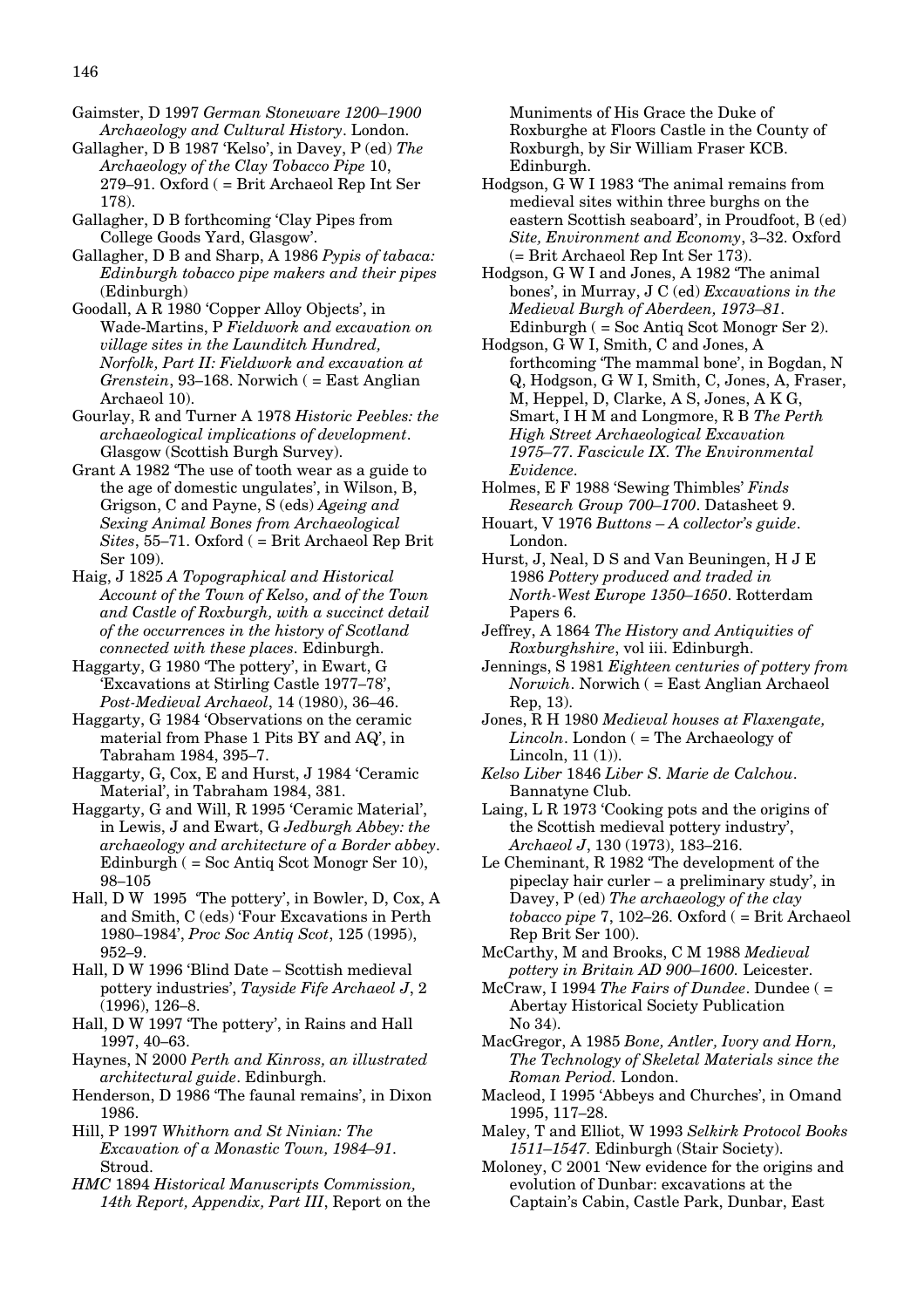Gaimster, D 1997 *German Stoneware 1200–1900 Archaeology and Cultural History*. London.

Gallagher, D B 1987 'Kelso', in Davey, P (ed) *The Archaeology of the Clay Tobacco Pipe* 10, 279–91. Oxford ( = Brit Archaeol Rep Int Ser 178).

Gallagher, D B forthcoming 'Clay Pipes from College Goods Yard, Glasgow'.

Gallagher, D B and Sharp, A 1986 *Pypis of tabaca: Edinburgh tobacco pipe makers and their pipes* (Edinburgh)

Goodall, A R 1980 'Copper Alloy Objects', in Wade-Martins, P *Fieldwork and excavation on village sites in the Launditch Hundred, Norfolk, Part II: Fieldwork and excavation at Grenstein*, 93–168. Norwich ( = East Anglian Archaeol 10).

Gourlay, R and Turner A 1978 *Historic Peebles: the archaeological implications of development*. Glasgow (Scottish Burgh Survey).

Grant A 1982 'The use of tooth wear as a guide to the age of domestic ungulates', in Wilson, B, Grigson, C and Payne, S (eds) *Ageing and Sexing Animal Bones from Archaeological Sites*, 55–71. Oxford ( = Brit Archaeol Rep Brit Ser 109).

Haig, J 1825 *A Topographical and Historical Account of the Town of Kelso, and of the Town and Castle of Roxburgh, with a succinct detail of the occurrences in the history of Scotland connected with these places*. Edinburgh.

Haggarty, G 1980 'The pottery', in Ewart, G 'Excavations at Stirling Castle 1977–78', *Post-Medieval Archaeol*, 14 (1980), 36–46.

Haggarty, G 1984 'Observations on the ceramic material from Phase 1 Pits BY and AQ', in Tabraham 1984, 395–7.

Haggarty, G, Cox, E and Hurst, J 1984 'Ceramic Material', in Tabraham 1984, 381.

Haggarty, G and Will, R 1995 'Ceramic Material', in Lewis, J and Ewart, G *Jedburgh Abbey: the archaeology and architecture of a Border abbey*. Edinburgh ( = Soc Antiq Scot Monogr Ser 10), 98–105

Hall, D W 1995 'The pottery', in Bowler, D, Cox, A and Smith, C (eds) 'Four Excavations in Perth 1980–1984', *Proc Soc Antiq Scot*, 125 (1995), 952–9.

Hall, D W 1996 'Blind Date – Scottish medieval pottery industries', *Tayside Fife Archaeol J*, 2 (1996), 126–8.

Hall, D W 1997 'The pottery', in Rains and Hall 1997, 40–63.

Haynes, N 2000 *Perth and Kinross, an illustrated architectural guide*. Edinburgh.

Henderson, D 1986 'The faunal remains', in Dixon 1986.

Hill, P 1997 *Whithorn and St Ninian: The Excavation of a Monastic Town, 1984–91*. Stroud.

*HMC* 1894 *Historical Manuscripts Commission, 14th Report, Appendix, Part III*, Report on the Muniments of His Grace the Duke of Roxburghe at Floors Castle in the County of Roxburgh, by Sir William Fraser KCB. Edinburgh.

Hodgson, G W I 1983 'The animal remains from medieval sites within three burghs on the eastern Scottish seaboard', in Proudfoot, B (ed) *Site, Environment and Economy*, 3–32. Oxford (= Brit Archaeol Rep Int Ser 173).

Hodgson, G W I and Jones, A 1982 'The animal bones', in Murray, J C (ed) *Excavations in the Medieval Burgh of Aberdeen, 1973–81*. Edinburgh ( = Soc Antiq Scot Monogr Ser 2).

Hodgson, G W I, Smith, C and Jones, A forthcoming 'The mammal bone', in Bogdan, N Q, Hodgson, G W I, Smith, C, Jones, A, Fraser, M, Heppel, D, Clarke, A S, Jones, A K G, Smart, I H M and Longmore, R B *The Perth High Street Archaeological Excavation 1975–77. Fascicule IX. The Environmental Evidence*.

Holmes, E F 1988 'Sewing Thimbles' *Finds Research Group 700–1700*. Datasheet 9.

Houart, V 1976 *Buttons – A collector's guide*. London.

Hurst, J, Neal, D S and Van Beuningen, H J E 1986 *Pottery produced and traded in North-West Europe 1350–1650*. Rotterdam Papers 6.

Jeffrey, A 1864 *The History and Antiquities of Roxburghshire*, vol iii. Edinburgh.

Jennings, S 1981 *Eighteen centuries of pottery from Norwich*. Norwich ( = East Anglian Archaeol Rep, 13).

Jones, R H 1980 *Medieval houses at Flaxengate, Lincoln*. London ( = The Archaeology of Lincoln, 11 (1)).

*Kelso Liber* 1846 *Liber S. Marie de Calchou*. Bannatyne Club.

Laing, L R 1973 'Cooking pots and the origins of the Scottish medieval pottery industry', *Archaeol J*, 130 (1973), 183–216.

Le Cheminant, R 1982 'The development of the pipeclay hair curler – a preliminary study', in Davey, P (ed) *The archaeology of the clay tobacco pipe* 7, 102–26. Oxford ( = Brit Archaeol Rep Brit Ser 100).

McCarthy, M and Brooks, C M 1988 *Medieval pottery in Britain AD 900–1600*. Leicester.

McCraw, I 1994 *The Fairs of Dundee*. Dundee ( = Abertay Historical Society Publication No 34).

MacGregor, A 1985 *Bone, Antler, Ivory and Horn, The Technology of Skeletal Materials since the Roman Period*. London.

Macleod, I 1995 'Abbeys and Churches', in Omand 1995, 117–28.

Maley, T and Elliot, W 1993 *Selkirk Protocol Books 1511–1547*. Edinburgh (Stair Society).

Moloney, C 2001 'New evidence for the origins and evolution of Dunbar: excavations at the Captain's Cabin, Castle Park, Dunbar, East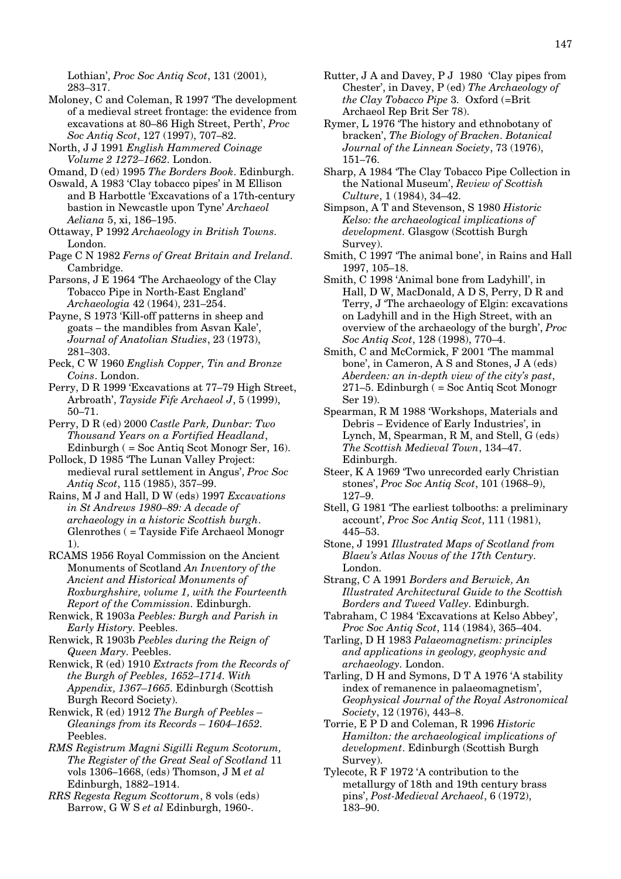Lothian', *Proc Soc Antiq Scot*, 131 (2001), 283–317.

Moloney, C and Coleman, R 1997 'The development of a medieval street frontage: the evidence from excavations at 80–86 High Street, Perth', *Proc Soc Antiq Scot*, 127 (1997), 707–82.

North, J J 1991 *English Hammered Coinage Volume 2 1272–1662*. London.

Omand, D (ed) 1995 *The Borders Book*. Edinburgh.

Oswald, A 1983 'Clay tobacco pipes' in M Ellison and B Harbottle 'Excavations of a 17th-century bastion in Newcastle upon Tyne' *Archaeol Aeliana* 5, xi, 186–195.

Ottaway, P 1992 *Archaeology in British Towns*. London.

Page C N 1982 *Ferns of Great Britain and Ireland*. Cambridge.

Parsons, J E 1964 'The Archaeology of the Clay Tobacco Pipe in North-East England' *Archaeologia* 42 (1964), 231–254.

Payne, S 1973 'Kill-off patterns in sheep and goats – the mandibles from Asvan Kale', *Journal of Anatolian Studies*, 23 (1973), 281–303.

Peck, C W 1960 *English Copper, Tin and Bronze Coins*. London.

Perry, D R 1999 'Excavations at 77–79 High Street, Arbroath', *Tayside Fife Archaeol J*, 5 (1999), 50–71.

Perry, D R (ed) 2000 *Castle Park, Dunbar: Two Thousand Years on a Fortified Headland*, Edinburgh ( = Soc Antiq Scot Monogr Ser, 16).

Pollock, D 1985 'The Lunan Valley Project: medieval rural settlement in Angus', *Proc Soc Antiq Scot*, 115 (1985), 357–99.

Rains, M J and Hall, D W (eds) 1997 *Excavations in St Andrews 1980–89: A decade of archaeology in a historic Scottish burgh*. Glenrothes ( = Tayside Fife Archaeol Monogr 1).

RCAMS 1956 Royal Commission on the Ancient Monuments of Scotland *An Inventory of the Ancient and Historical Monuments of Roxburghshire, volume 1, with the Fourteenth Report of the Commission*. Edinburgh.

Renwick, R 1903a *Peebles: Burgh and Parish in Early History*. Peebles.

Renwick, R 1903b *Peebles during the Reign of Queen Mary*. Peebles.

Renwick, R (ed) 1910 *Extracts from the Records of the Burgh of Peebles, 1652–1714. With Appendix, 1367–1665*. Edinburgh (Scottish Burgh Record Society).

Renwick, R (ed) 1912 *The Burgh of Peebles – Gleanings from its Records – 1604–1652*. Peebles.

*RMS Registrum Magni Sigilli Regum Scotorum, The Register of the Great Seal of Scotland* 11 vols 1306–1668, (eds) Thomson, J M *et al* Edinburgh, 1882–1914.

*RRS Regesta Regum Scottorum*, 8 vols (eds) Barrow, G W S *et al* Edinburgh, 1960-.

Rutter, J A and Davey, P J 1980 'Clay pipes from Chester', in Davey, P (ed) *The Archaeology of the Clay Tobacco Pipe* 3. Oxford (=Brit Archaeol Rep Brit Ser 78).

Rymer, L 1976 'The history and ethnobotany of bracken', *The Biology of Bracken. Botanical Journal of the Linnean Society*, 73 (1976), 151–76.

Sharp, A 1984 'The Clay Tobacco Pipe Collection in the National Museum', *Review of Scottish Culture*, 1 (1984), 34–42.

Simpson, A T and Stevenson, S 1980 *Historic Kelso: the archaeological implications of development*. Glasgow (Scottish Burgh Survey).

Smith, C 1997 'The animal bone', in Rains and Hall 1997, 105–18.

Smith, C 1998 'Animal bone from Ladyhill', in Hall, D W, MacDonald, A D S, Perry, D R and Terry, J 'The archaeology of Elgin: excavations on Ladyhill and in the High Street, with an overview of the archaeology of the burgh', *Proc Soc Antiq Scot*, 128 (1998), 770–4.

Smith, C and McCormick, F 2001 'The mammal bone', in Cameron, A S and Stones, J A (eds) *Aberdeen: an in-depth view of the city's past*, 271–5. Edinburgh ( = Soc Antiq Scot Monogr Ser 19).

Spearman, R M 1988 'Workshops, Materials and Debris – Evidence of Early Industries', in Lynch, M, Spearman, R M, and Stell, G (eds) *The Scottish Medieval Town*, 134–47. Edinburgh.

Steer, K A 1969 'Two unrecorded early Christian stones', *Proc Soc Antiq Scot*, 101 (1968–9), 127–9.

Stell, G 1981 'The earliest tolbooths: a preliminary account', *Proc Soc Antiq Scot*, 111 (1981), 445–53.

Stone, J 1991 *Illustrated Maps of Scotland from Blaeu's Atlas Novus of the 17th Century*. London.

Strang, C A 1991 *Borders and Berwick, An Illustrated Architectural Guide to the Scottish Borders and Tweed Valley*. Edinburgh.

Tabraham, C 1984 'Excavations at Kelso Abbey', *Proc Soc Antiq Scot*, 114 (1984), 365–404.

Tarling, D H 1983 *Palaeomagnetism: principles and applications in geology, geophysic and archaeology*. London.

Tarling, D H and Symons, D T A 1976 'A stability index of remanence in palaeomagnetism', *Geophysical Journal of the Royal Astronomical Society*, 12 (1976), 443–8.

Torrie, E P D and Coleman, R 1996 *Historic Hamilton: the archaeological implications of development*. Edinburgh (Scottish Burgh Survey).

Tylecote, R F 1972 'A contribution to the metallurgy of 18th and 19th century brass pins', *Post-Medieval Archaeol*, 6 (1972), 183–90.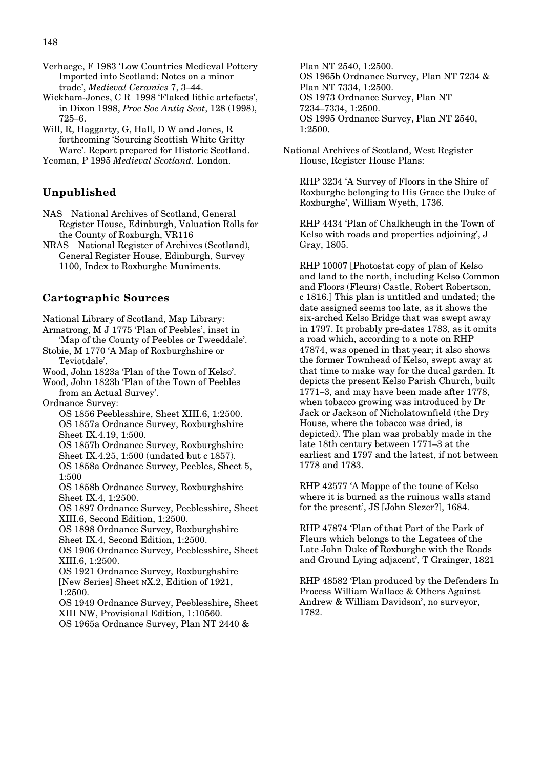Verhaege, F 1983 'Low Countries Medieval Pottery Imported into Scotland: Notes on a minor trade', *Medieval Ceramics* 7, 3–44.

Wickham-Jones, C R 1998 'Flaked lithic artefacts', in Dixon 1998, *Proc Soc Antiq Scot*, 128 (1998), 725–6.

Will, R, Haggarty, G, Hall, D W and Jones, R forthcoming 'Sourcing Scottish White Gritty Ware'. Report prepared for Historic Scotland.

Yeoman, P 1995 *Medieval Scotland.* London.

## Unpublished

NAS National Archives of Scotland, General Register House, Edinburgh, Valuation Rolls for the County of Roxburgh, VR116

NRAS National Register of Archives (Scotland), General Register House, Edinburgh, Survey 1100, Index to Roxburghe Muniments.

## Cartographic Sources

National Library of Scotland, Map Library:

Armstrong, M J 1775 'Plan of Peebles', inset in 'Map of the County of Peebles or Tweeddale'.

Stobie, M 1770 'A Map of Roxburghshire or Teviotdale'.

Wood, John 1823a 'Plan of the Town of Kelso'.

Wood, John 1823b 'Plan of the Town of Peebles from an Actual Survey'.

Ordnance Survey:

OS 1856 Peeblesshire, Sheet XIII.6, 1:2500.
OS 1857a Ordnance Survey, Roxburghshire Sheet IX.4.19, 1:500.
OS 1857b Ordnance Survey, Roxburghshire Sheet IX.4.25, 1:500 (undated but c 1857).
OS 1858a Ordnance Survey, Peebles, Sheet 5, 1:500
OS 1858b Ordnance Survey, Roxburghshire Sheet IX.4, 1:2500.
OS 1897 Ordnance Survey, Peeblesshire, Sheet XIII.6, Second Edition, 1:2500.
OS 1898 Ordnance Survey, Roxburghshire Sheet IX.4, Second Edition, 1:2500.
OS 1906 Ordnance Survey, Peeblesshire, Sheet XIII.6, 1:2500.
OS 1921 Ordnance Survey, Roxburghshire [New Series] Sheet NX.2, Edition of 1921, 1:2500.
OS 1949 Ordnance Survey, Peeblesshire, Sheet XIII NW, Provisional Edition, 1:10560.
OS 1965a Ordnance Survey, Plan NT 2440 & Plan NT 2540, 1:2500.
OS 1965b Ordnance Survey, Plan NT 7234 & Plan NT 7334, 1:2500.
OS 1973 Ordnance Survey, Plan NT 7234–7334, 1:2500.
OS 1995 Ordnance Survey, Plan NT 2540, 1:2500.

National Archives of Scotland, West Register House, Register House Plans:

RHP 3234 'A Survey of Floors in the Shire of Roxburghe belonging to His Grace the Duke of Roxburghe', William Wyeth, 1736.

RHP 4434 'Plan of Chalkheugh in the Town of Kelso with roads and properties adjoining', J Gray, 1805.

RHP 10007 [Photostat copy of plan of Kelso and land to the north, including Kelso Common and Floors (Fleurs) Castle, Robert Robertson, c 1816.] This plan is untitled and undated; the date assigned seems too late, as it shows the six-arched Kelso Bridge that was swept away in 1797. It probably pre-dates 1783, as it omits a road which, according to a note on RHP 47874, was opened in that year; it also shows the former Townhead of Kelso, swept away at that time to make way for the ducal garden. It depicts the present Kelso Parish Church, built 1771–3, and may have been made after 1778, when tobacco growing was introduced by Dr Jack or Jackson of Nicholatownfield (the Dry House, where the tobacco was dried, is depicted). The plan was probably made in the late 18th century between 1771–3 at the earliest and 1797 and the latest, if not between 1778 and 1783.

RHP 42577 'A Mappe of the toune of Kelso where it is burned as the ruinous walls stand for the present', JS [John Slezer?], 1684.

RHP 47874 'Plan of that Part of the Park of Fleurs which belongs to the Legatees of the Late John Duke of Roxburghe with the Roads and Ground Lying adjacent', T Grainger, 1821

RHP 48582 'Plan produced by the Defenders In Process William Wallace & Others Against Andrew & William Davidson', no surveyor, 1782.